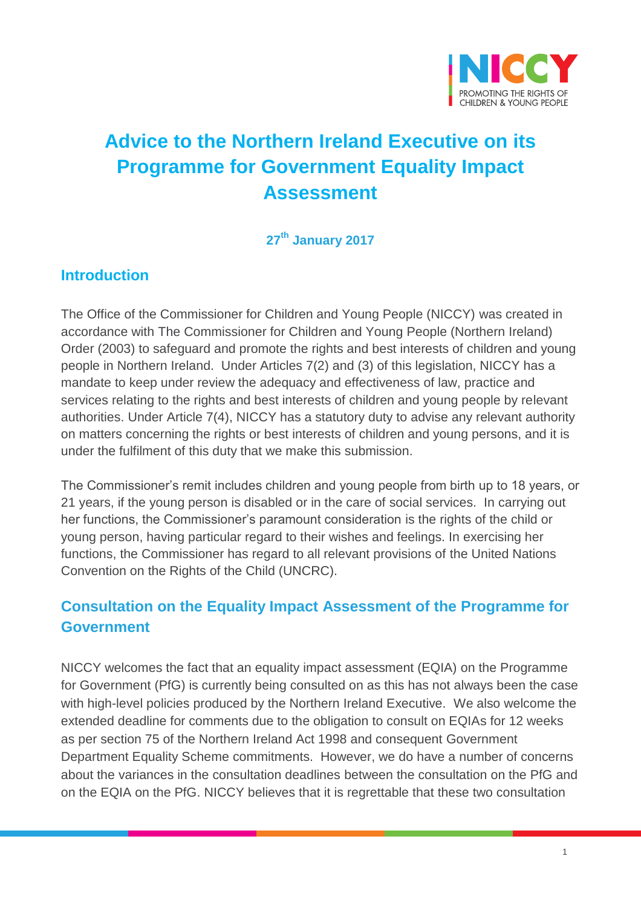# Advice to the Northern Ireland Executive on its Programme for Government Equality Impact Assessment

**27th January 2017**

## Introduction

The Office of the Commissioner for Children and Young People (NICCY) was created in accordance with The Commissioner for Children and Young People (Northern Ireland) Order (2003) to safeguard and promote the rights and best interests of children and young people in Northern Ireland. Under Articles 7(2) and (3) of this legislation, NICCY has a mandate to keep under review the adequacy and effectiveness of law, practice and services relating to the rights and best interests of children and young people by relevant authorities. Under Article 7(4), NICCY has a statutory duty to advise any relevant authority on matters concerning the rights or best interests of children and young persons, and it is under the fulfilment of this duty that we make this submission.

The Commissioner's remit includes children and young people from birth up to 18 years, or 21 years, if the young person is disabled or in the care of social services. In carrying out her functions, the Commissioner's paramount consideration is the rights of the child or young person, having particular regard to their wishes and feelings. In exercising her functions, the Commissioner has regard to all relevant provisions of the United Nations Convention on the Rights of the Child (UNCRC).

## Consultation on the Equality Impact Assessment of the Programme for Government

NICCY welcomes the fact that an equality impact assessment (EQIA) on the Programme for Government (PfG) is currently being consulted on as this has not always been the case with high-level policies produced by the Northern Ireland Executive. We also welcome the extended deadline for comments due to the obligation to consult on EQIAs for 12 weeks as per section 75 of the Northern Ireland Act 1998 and consequent Government Department Equality Scheme commitments. However, we do have a number of concerns about the variances in the consultation deadlines between the consultation on the PfG and on the EQIA on the PfG. NICCY believes that it is regrettable that these two consultation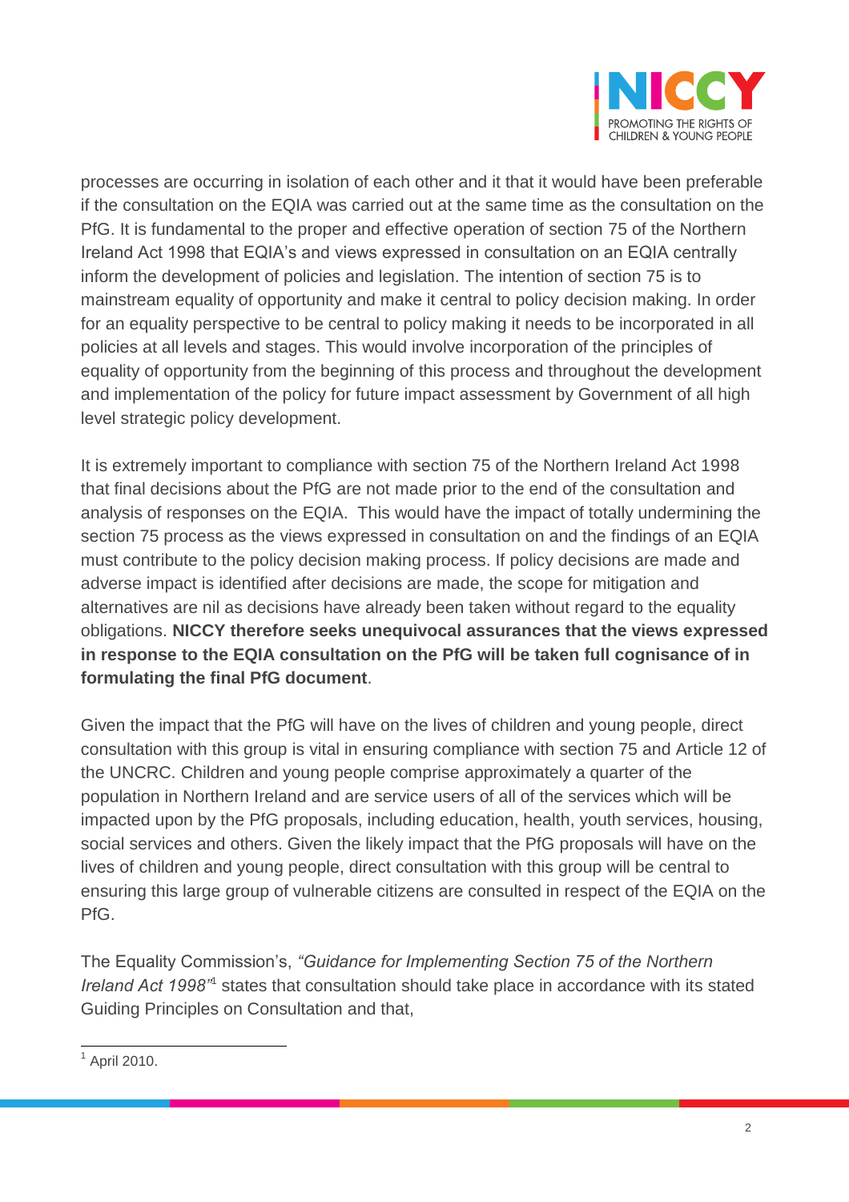processes are occurring in isolation of each other and it that it would have been preferable if the consultation on the EQIA was carried out at the same time as the consultation on the PfG. It is fundamental to the proper and effective operation of section 75 of the Northern Ireland Act 1998 that EQIA's and views expressed in consultation on an EQIA centrally inform the development of policies and legislation. The intention of section 75 is to mainstream equality of opportunity and make it central to policy decision making. In order for an equality perspective to be central to policy making it needs to be incorporated in all policies at all levels and stages. This would involve incorporation of the principles of equality of opportunity from the beginning of this process and throughout the development and implementation of the policy for future impact assessment by Government of all high level strategic policy development.

It is extremely important to compliance with section 75 of the Northern Ireland Act 1998 that final decisions about the PfG are not made prior to the end of the consultation and analysis of responses on the EQIA. This would have the impact of totally undermining the section 75 process as the views expressed in consultation on and the findings of an EQIA must contribute to the policy decision making process. If policy decisions are made and adverse impact is identified after decisions are made, the scope for mitigation and alternatives are nil as decisions have already been taken without regard to the equality obligations. **NICCY therefore seeks unequivocal assurances that the views expressed in response to the EQIA consultation on the PfG will be taken full cognisance of in formulating the final PfG document**.

Given the impact that the PfG will have on the lives of children and young people, direct consultation with this group is vital in ensuring compliance with section 75 and Article 12 of the UNCRC. Children and young people comprise approximately a quarter of the population in Northern Ireland and are service users of all of the services which will be impacted upon by the PfG proposals, including education, health, youth services, housing, social services and others. Given the likely impact that the PfG proposals will have on the lives of children and young people, direct consultation with this group will be central to ensuring this large group of vulnerable citizens are consulted in respect of the EQIA on the PfG.

The Equality Commission's, *"Guidance for Implementing Section 75 of the Northern Ireland Act 1998"*[1] states that consultation should take place in accordance with its stated Guiding Principles on Consultation and that,

[1] April 2010.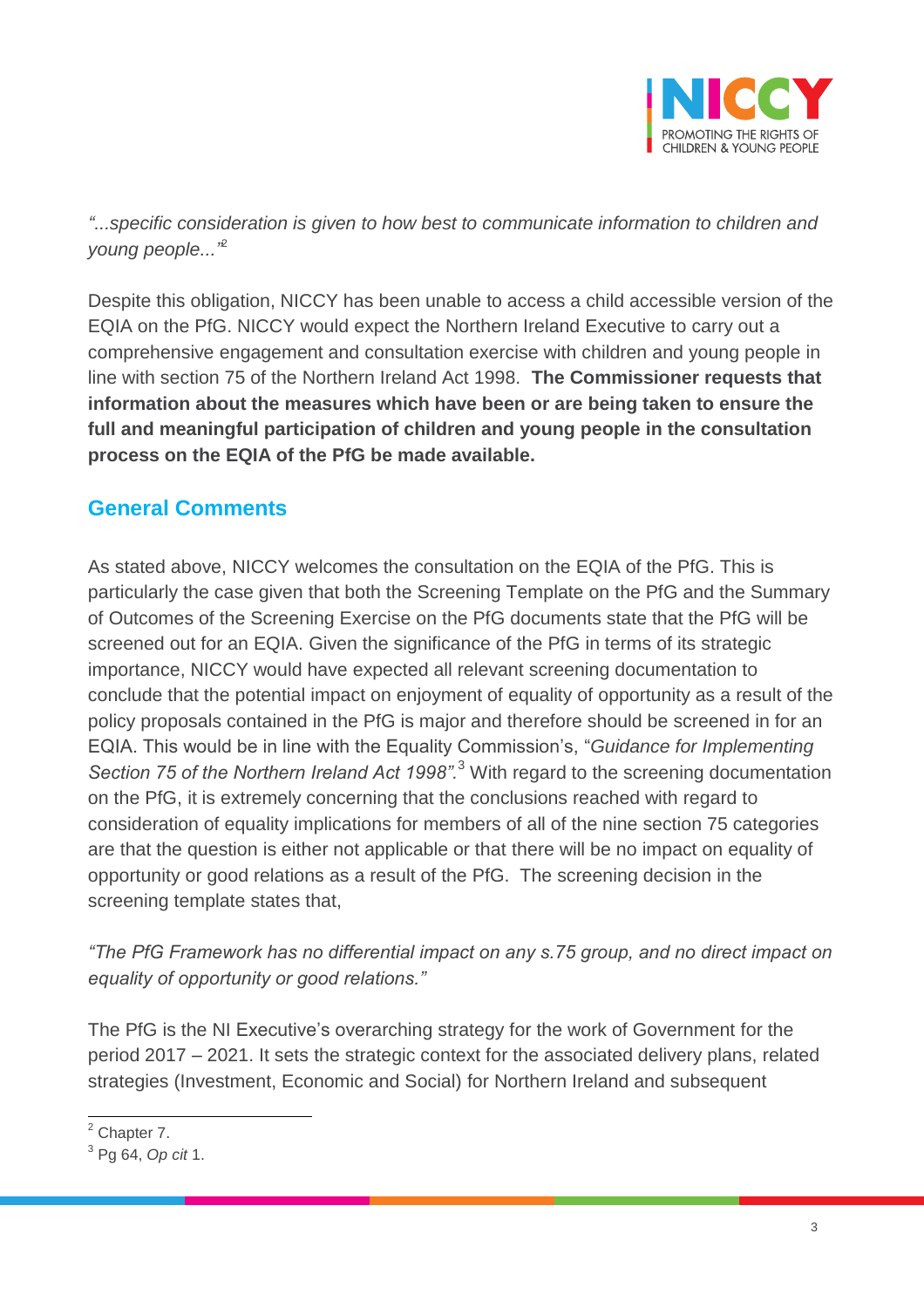*"...specific consideration is given to how best to communicate information to children and young people..."*[2]

Despite this obligation, NICCY has been unable to access a child accessible version of the EQIA on the PfG. NICCY would expect the Northern Ireland Executive to carry out a comprehensive engagement and consultation exercise with children and young people in line with section 75 of the Northern Ireland Act 1998. **The Commissioner requests that information about the measures which have been or are being taken to ensure the full and meaningful participation of children and young people in the consultation process on the EQIA of the PfG be made available.**

## General Comments

As stated above, NICCY welcomes the consultation on the EQIA of the PfG. This is particularly the case given that both the Screening Template on the PfG and the Summary of Outcomes of the Screening Exercise on the PfG documents state that the PfG will be screened out for an EQIA. Given the significance of the PfG in terms of its strategic importance, NICCY would have expected all relevant screening documentation to conclude that the potential impact on enjoyment of equality of opportunity as a result of the policy proposals contained in the PfG is major and therefore should be screened in for an EQIA. This would be in line with the Equality Commission's, "*Guidance for Implementing Section 75 of the Northern Ireland Act 1998".*[3] With regard to the screening documentation on the PfG, it is extremely concerning that the conclusions reached with regard to consideration of equality implications for members of all of the nine section 75 categories are that the question is either not applicable or that there will be no impact on equality of opportunity or good relations as a result of the PfG. The screening decision in the screening template states that,

*"The PfG Framework has no differential impact on any s.75 group, and no direct impact on equality of opportunity or good relations."*

The PfG is the NI Executive's overarching strategy for the work of Government for the period 2017 – 2021. It sets the strategic context for the associated delivery plans, related strategies (Investment, Economic and Social) for Northern Ireland and subsequent

---

[2] Chapter 7.

[3] Pg 64, *Op cit* 1.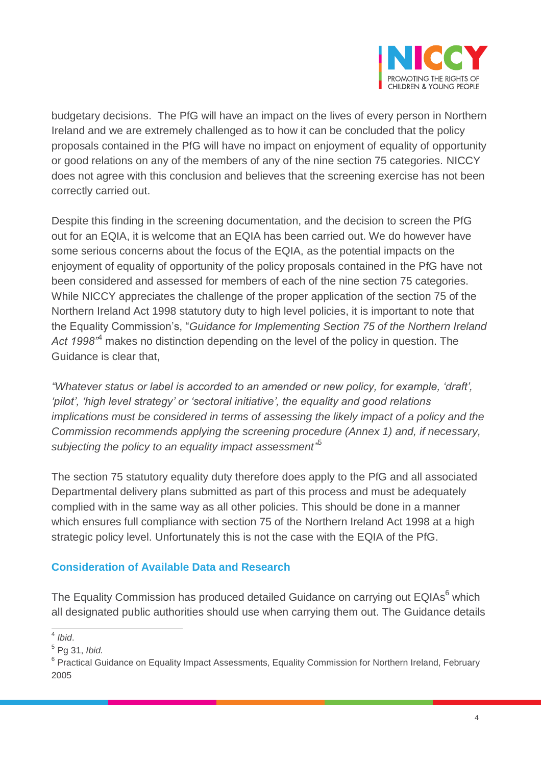budgetary decisions. The PfG will have an impact on the lives of every person in Northern Ireland and we are extremely challenged as to how it can be concluded that the policy proposals contained in the PfG will have no impact on enjoyment of equality of opportunity or good relations on any of the members of any of the nine section 75 categories. NICCY does not agree with this conclusion and believes that the screening exercise has not been correctly carried out.

Despite this finding in the screening documentation, and the decision to screen the PfG out for an EQIA, it is welcome that an EQIA has been carried out. We do however have some serious concerns about the focus of the EQIA, as the potential impacts on the enjoyment of equality of opportunity of the policy proposals contained in the PfG have not been considered and assessed for members of each of the nine section 75 categories. While NICCY appreciates the challenge of the proper application of the section 75 of the Northern Ireland Act 1998 statutory duty to high level policies, it is important to note that the Equality Commission's, "*Guidance for Implementing Section 75 of the Northern Ireland Act 1998*"[4] makes no distinction depending on the level of the policy in question. The Guidance is clear that,

*"Whatever status or label is accorded to an amended or new policy, for example, 'draft', 'pilot', 'high level strategy' or 'sectoral initiative', the equality and good relations implications must be considered in terms of assessing the likely impact of a policy and the Commission recommends applying the screening procedure (Annex 1) and, if necessary, subjecting the policy to an equality impact assessment"*[5]

The section 75 statutory equality duty therefore does apply to the PfG and all associated Departmental delivery plans submitted as part of this process and must be adequately complied with in the same way as all other policies. This should be done in a manner which ensures full compliance with section 75 of the Northern Ireland Act 1998 at a high strategic policy level. Unfortunately this is not the case with the EQIA of the PfG.

## Consideration of Available Data and Research

The Equality Commission has produced detailed Guidance on carrying out EQIAs[6] which all designated public authorities should use when carrying them out. The Guidance details

---

[4] *Ibid*.

[5] Pg 31, *Ibid.*

[6] Practical Guidance on Equality Impact Assessments, Equality Commission for Northern Ireland, February 2005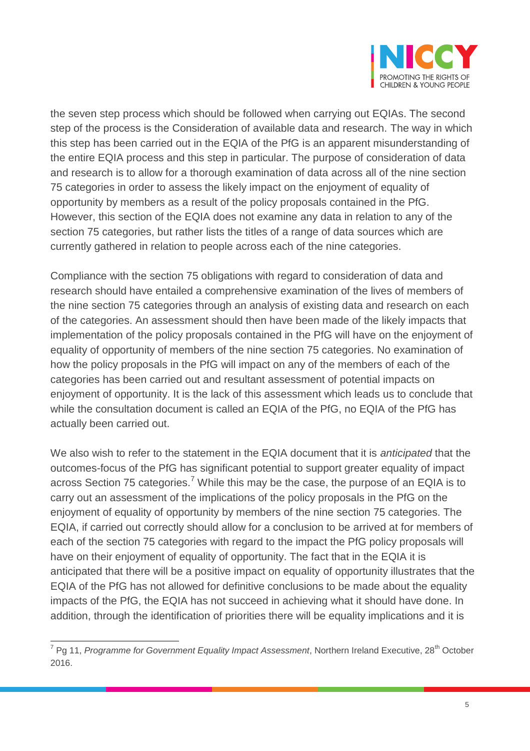the seven step process which should be followed when carrying out EQIAs. The second step of the process is the Consideration of available data and research. The way in which this step has been carried out in the EQIA of the PfG is an apparent misunderstanding of the entire EQIA process and this step in particular. The purpose of consideration of data and research is to allow for a thorough examination of data across all of the nine section 75 categories in order to assess the likely impact on the enjoyment of equality of opportunity by members as a result of the policy proposals contained in the PfG. However, this section of the EQIA does not examine any data in relation to any of the section 75 categories, but rather lists the titles of a range of data sources which are currently gathered in relation to people across each of the nine categories.

Compliance with the section 75 obligations with regard to consideration of data and research should have entailed a comprehensive examination of the lives of members of the nine section 75 categories through an analysis of existing data and research on each of the categories. An assessment should then have been made of the likely impacts that implementation of the policy proposals contained in the PfG will have on the enjoyment of equality of opportunity of members of the nine section 75 categories. No examination of how the policy proposals in the PfG will impact on any of the members of each of the categories has been carried out and resultant assessment of potential impacts on enjoyment of opportunity. It is the lack of this assessment which leads us to conclude that while the consultation document is called an EQIA of the PfG, no EQIA of the PfG has actually been carried out.

We also wish to refer to the statement in the EQIA document that it is *anticipated* that the outcomes-focus of the PfG has significant potential to support greater equality of impact across Section 75 categories.[7] While this may be the case, the purpose of an EQIA is to carry out an assessment of the implications of the policy proposals in the PfG on the enjoyment of equality of opportunity by members of the nine section 75 categories. The EQIA, if carried out correctly should allow for a conclusion to be arrived at for members of each of the section 75 categories with regard to the impact the PfG policy proposals will have on their enjoyment of equality of opportunity. The fact that in the EQIA it is anticipated that there will be a positive impact on equality of opportunity illustrates that the EQIA of the PfG has not allowed for definitive conclusions to be made about the equality impacts of the PfG, the EQIA has not succeed in achieving what it should have done. In addition, through the identification of priorities there will be equality implications and it is

[7] Pg 11, *Programme for Government Equality Impact Assessment*, Northern Ireland Executive, 28th October 2016.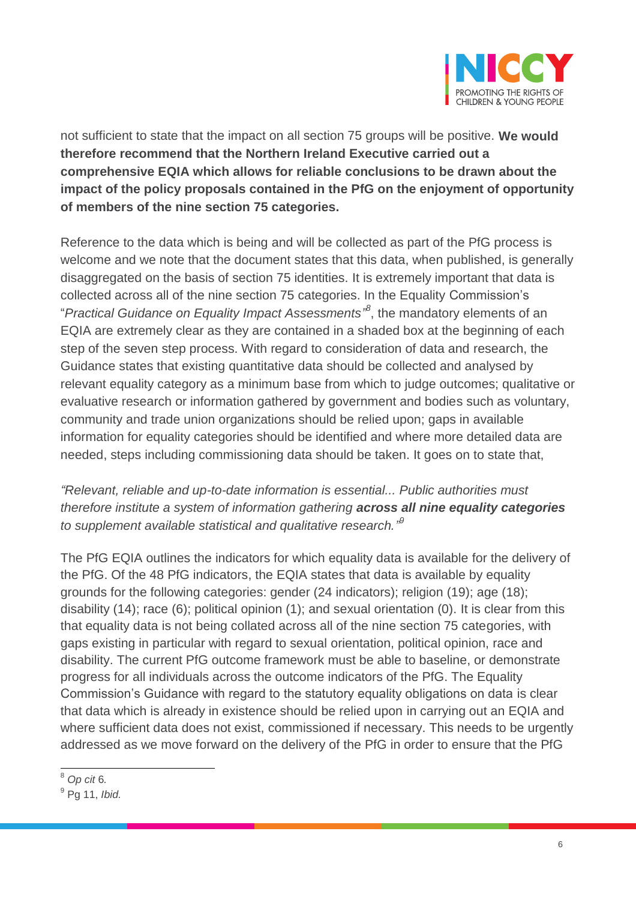not sufficient to state that the impact on all section 75 groups will be positive. **We would therefore recommend that the Northern Ireland Executive carried out a comprehensive EQIA which allows for reliable conclusions to be drawn about the impact of the policy proposals contained in the PfG on the enjoyment of opportunity of members of the nine section 75 categories.**

Reference to the data which is being and will be collected as part of the PfG process is welcome and we note that the document states that this data, when published, is generally disaggregated on the basis of section 75 identities. It is extremely important that data is collected across all of the nine section 75 categories. In the Equality Commission's "*Practical Guidance on Equality Impact Assessments*"[8], the mandatory elements of an EQIA are extremely clear as they are contained in a shaded box at the beginning of each step of the seven step process. With regard to consideration of data and research, the Guidance states that existing quantitative data should be collected and analysed by relevant equality category as a minimum base from which to judge outcomes; qualitative or evaluative research or information gathered by government and bodies such as voluntary, community and trade union organizations should be relied upon; gaps in available information for equality categories should be identified and where more detailed data are needed, steps including commissioning data should be taken. It goes on to state that,

*"Relevant, reliable and up-to-date information is essential... Public authorities must therefore institute a system of information gathering **across all nine equality categories** to supplement available statistical and qualitative research."*[9]

The PfG EQIA outlines the indicators for which equality data is available for the delivery of the PfG. Of the 48 PfG indicators, the EQIA states that data is available by equality grounds for the following categories: gender (24 indicators); religion (19); age (18); disability (14); race (6); political opinion (1); and sexual orientation (0). It is clear from this that equality data is not being collated across all of the nine section 75 categories, with gaps existing in particular with regard to sexual orientation, political opinion, race and disability. The current PfG outcome framework must be able to baseline, or demonstrate progress for all individuals across the outcome indicators of the PfG. The Equality Commission's Guidance with regard to the statutory equality obligations on data is clear that data which is already in existence should be relied upon in carrying out an EQIA and where sufficient data does not exist, commissioned if necessary. This needs to be urgently addressed as we move forward on the delivery of the PfG in order to ensure that the PfG

---

[8] *Op cit* 6.

[9] Pg 11, *Ibid.*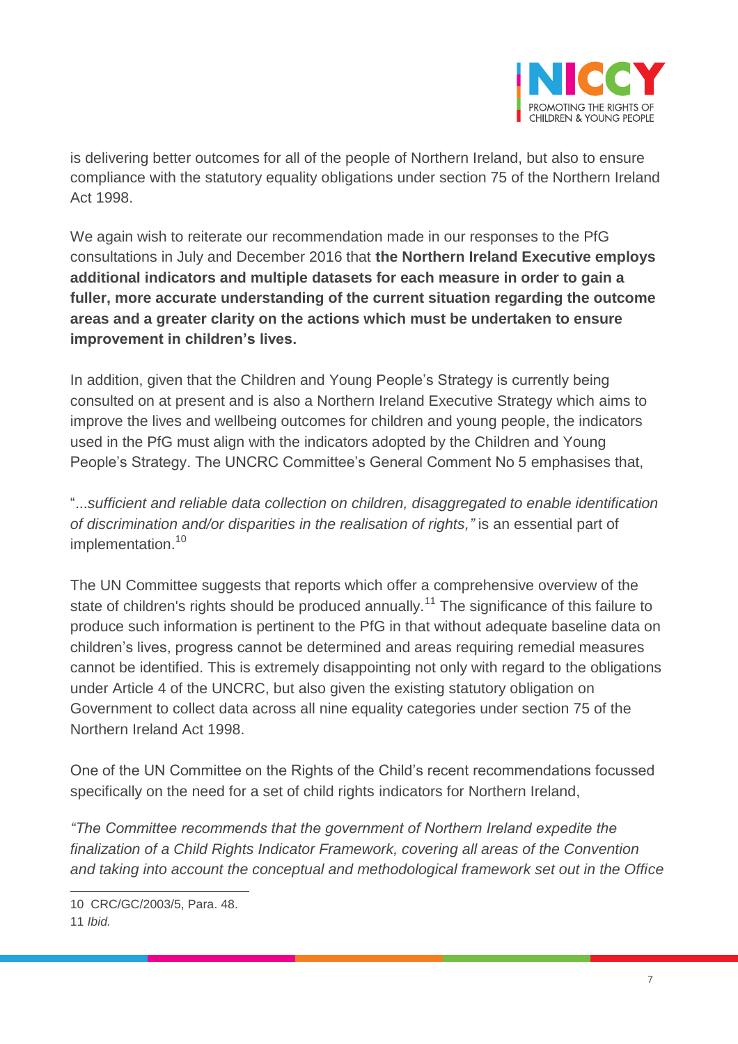is delivering better outcomes for all of the people of Northern Ireland, but also to ensure compliance with the statutory equality obligations under section 75 of the Northern Ireland Act 1998.

We again wish to reiterate our recommendation made in our responses to the PfG consultations in July and December 2016 that **the Northern Ireland Executive employs additional indicators and multiple datasets for each measure in order to gain a fuller, more accurate understanding of the current situation regarding the outcome areas and a greater clarity on the actions which must be undertaken to ensure improvement in children's lives.**

In addition, given that the Children and Young People's Strategy is currently being consulted on at present and is also a Northern Ireland Executive Strategy which aims to improve the lives and wellbeing outcomes for children and young people, the indicators used in the PfG must align with the indicators adopted by the Children and Young People's Strategy. The UNCRC Committee's General Comment No 5 emphasises that,

"*...sufficient and reliable data collection on children, disaggregated to enable identification of discrimination and/or disparities in the realisation of rights,"* is an essential part of implementation.[10]

The UN Committee suggests that reports which offer a comprehensive overview of the state of children's rights should be produced annually.[11] The significance of this failure to produce such information is pertinent to the PfG in that without adequate baseline data on children's lives, progress cannot be determined and areas requiring remedial measures cannot be identified. This is extremely disappointing not only with regard to the obligations under Article 4 of the UNCRC, but also given the existing statutory obligation on Government to collect data across all nine equality categories under section 75 of the Northern Ireland Act 1998.

One of the UN Committee on the Rights of the Child's recent recommendations focussed specifically on the need for a set of child rights indicators for Northern Ireland,

*"The Committee recommends that the government of Northern Ireland expedite the finalization of a Child Rights Indicator Framework, covering all areas of the Convention and taking into account the conceptual and methodological framework set out in the Office*

---

10 CRC/GC/2003/5, Para. 48.

11 *Ibid.*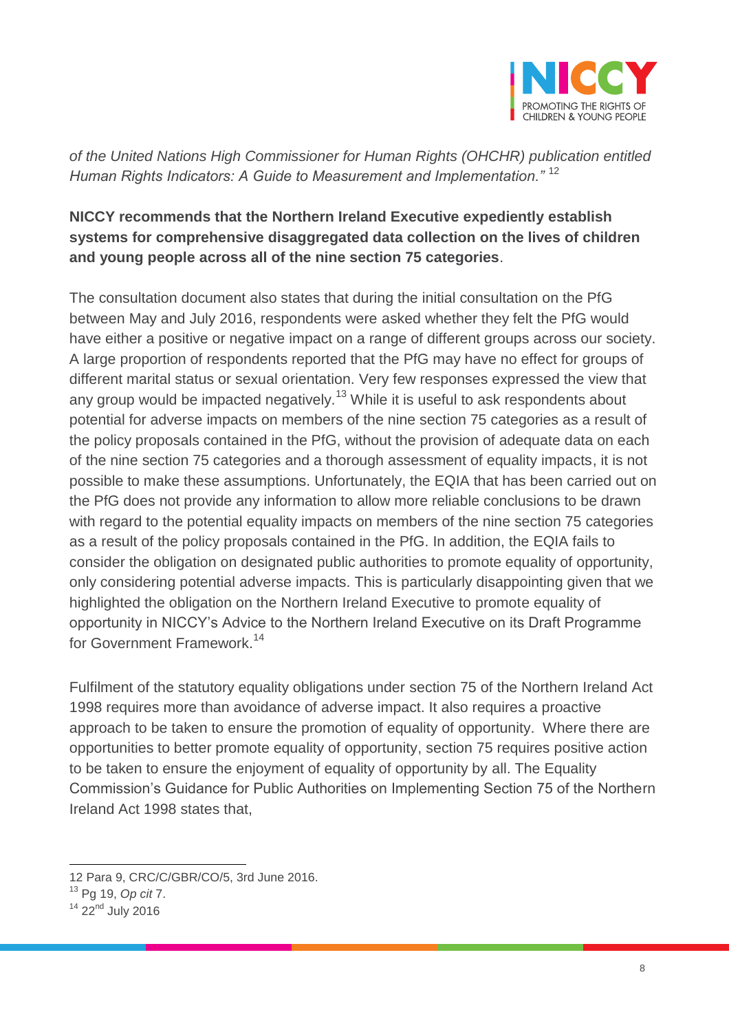*of the United Nations High Commissioner for Human Rights (OHCHR) publication entitled Human Rights Indicators: A Guide to Measurement and Implementation."* [12]

**NICCY recommends that the Northern Ireland Executive expediently establish systems for comprehensive disaggregated data collection on the lives of children and young people across all of the nine section 75 categories**.

The consultation document also states that during the initial consultation on the PfG between May and July 2016, respondents were asked whether they felt the PfG would have either a positive or negative impact on a range of different groups across our society. A large proportion of respondents reported that the PfG may have no effect for groups of different marital status or sexual orientation. Very few responses expressed the view that any group would be impacted negatively.[13] While it is useful to ask respondents about potential for adverse impacts on members of the nine section 75 categories as a result of the policy proposals contained in the PfG, without the provision of adequate data on each of the nine section 75 categories and a thorough assessment of equality impacts, it is not possible to make these assumptions. Unfortunately, the EQIA that has been carried out on the PfG does not provide any information to allow more reliable conclusions to be drawn with regard to the potential equality impacts on members of the nine section 75 categories as a result of the policy proposals contained in the PfG. In addition, the EQIA fails to consider the obligation on designated public authorities to promote equality of opportunity, only considering potential adverse impacts. This is particularly disappointing given that we highlighted the obligation on the Northern Ireland Executive to promote equality of opportunity in NICCY's Advice to the Northern Ireland Executive on its Draft Programme for Government Framework.[14]

Fulfilment of the statutory equality obligations under section 75 of the Northern Ireland Act 1998 requires more than avoidance of adverse impact. It also requires a proactive approach to be taken to ensure the promotion of equality of opportunity. Where there are opportunities to better promote equality of opportunity, section 75 requires positive action to be taken to ensure the enjoyment of equality of opportunity by all. The Equality Commission's Guidance for Public Authorities on Implementing Section 75 of the Northern Ireland Act 1998 states that,

---

12 Para 9, CRC/C/GBR/CO/5, 3rd June 2016.

13 Pg 19, *Op cit* 7.

14 22nd July 2016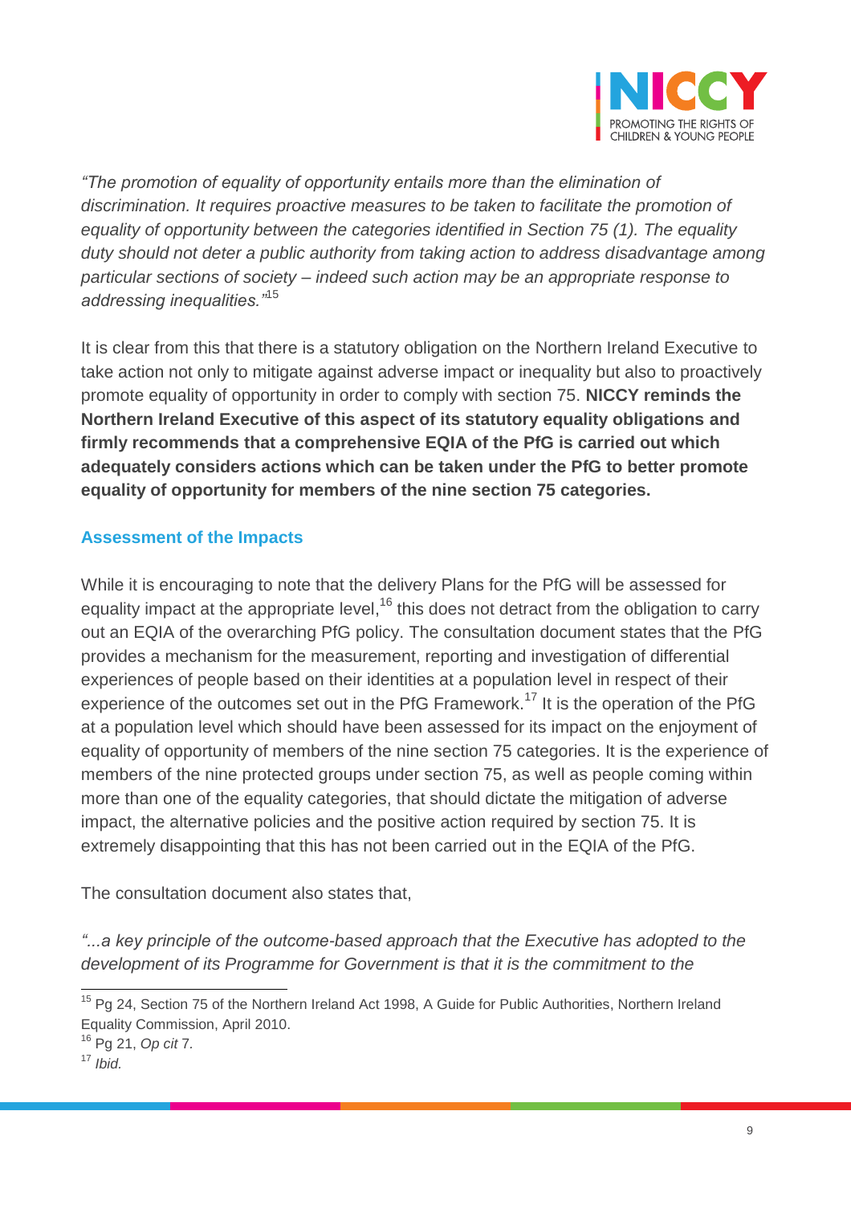*"The promotion of equality of opportunity entails more than the elimination of discrimination. It requires proactive measures to be taken to facilitate the promotion of equality of opportunity between the categories identified in Section 75 (1). The equality duty should not deter a public authority from taking action to address disadvantage among particular sections of society – indeed such action may be an appropriate response to addressing inequalities."*[15]

It is clear from this that there is a statutory obligation on the Northern Ireland Executive to take action not only to mitigate against adverse impact or inequality but also to proactively promote equality of opportunity in order to comply with section 75. **NICCY reminds the Northern Ireland Executive of this aspect of its statutory equality obligations and firmly recommends that a comprehensive EQIA of the PfG is carried out which adequately considers actions which can be taken under the PfG to better promote equality of opportunity for members of the nine section 75 categories.**

### Assessment of the Impacts

While it is encouraging to note that the delivery Plans for the PfG will be assessed for equality impact at the appropriate level,[16] this does not detract from the obligation to carry out an EQIA of the overarching PfG policy. The consultation document states that the PfG provides a mechanism for the measurement, reporting and investigation of differential experiences of people based on their identities at a population level in respect of their experience of the outcomes set out in the PfG Framework.[17] It is the operation of the PfG at a population level which should have been assessed for its impact on the enjoyment of equality of opportunity of members of the nine section 75 categories. It is the experience of members of the nine protected groups under section 75, as well as people coming within more than one of the equality categories, that should dictate the mitigation of adverse impact, the alternative policies and the positive action required by section 75. It is extremely disappointing that this has not been carried out in the EQIA of the PfG.

The consultation document also states that,

*"...a key principle of the outcome-based approach that the Executive has adopted to the development of its Programme for Government is that it is the commitment to the*

---

[15] Pg 24, Section 75 of the Northern Ireland Act 1998, A Guide for Public Authorities, Northern Ireland Equality Commission, April 2010.

[16] Pg 21, *Op cit* 7.

[17] *Ibid.*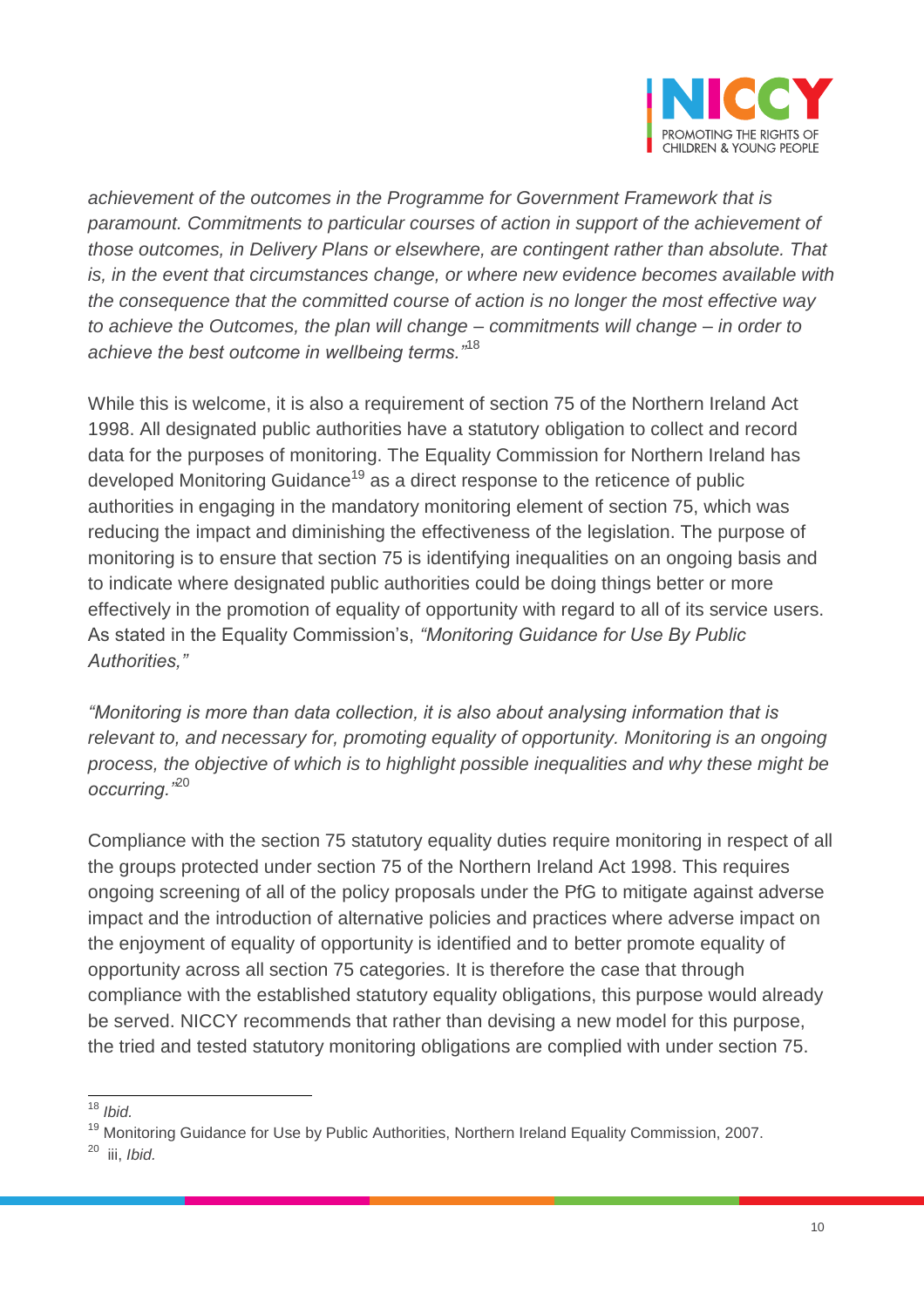*achievement of the outcomes in the Programme for Government Framework that is paramount. Commitments to particular courses of action in support of the achievement of those outcomes, in Delivery Plans or elsewhere, are contingent rather than absolute. That is, in the event that circumstances change, or where new evidence becomes available with the consequence that the committed course of action is no longer the most effective way to achieve the Outcomes, the plan will change – commitments will change – in order to achieve the best outcome in wellbeing terms."*[18]

While this is welcome, it is also a requirement of section 75 of the Northern Ireland Act 1998. All designated public authorities have a statutory obligation to collect and record data for the purposes of monitoring. The Equality Commission for Northern Ireland has developed Monitoring Guidance[19] as a direct response to the reticence of public authorities in engaging in the mandatory monitoring element of section 75, which was reducing the impact and diminishing the effectiveness of the legislation. The purpose of monitoring is to ensure that section 75 is identifying inequalities on an ongoing basis and to indicate where designated public authorities could be doing things better or more effectively in the promotion of equality of opportunity with regard to all of its service users. As stated in the Equality Commission's, *"Monitoring Guidance for Use By Public Authorities,"*

*"Monitoring is more than data collection, it is also about analysing information that is relevant to, and necessary for, promoting equality of opportunity. Monitoring is an ongoing process, the objective of which is to highlight possible inequalities and why these might be occurring."*[20]

Compliance with the section 75 statutory equality duties require monitoring in respect of all the groups protected under section 75 of the Northern Ireland Act 1998. This requires ongoing screening of all of the policy proposals under the PfG to mitigate against adverse impact and the introduction of alternative policies and practices where adverse impact on the enjoyment of equality of opportunity is identified and to better promote equality of opportunity across all section 75 categories. It is therefore the case that through compliance with the established statutory equality obligations, this purpose would already be served. NICCY recommends that rather than devising a new model for this purpose, the tried and tested statutory monitoring obligations are complied with under section 75.

---

[18] *Ibid.*

[19] Monitoring Guidance for Use by Public Authorities, Northern Ireland Equality Commission, 2007.

[20] iii, *Ibid.*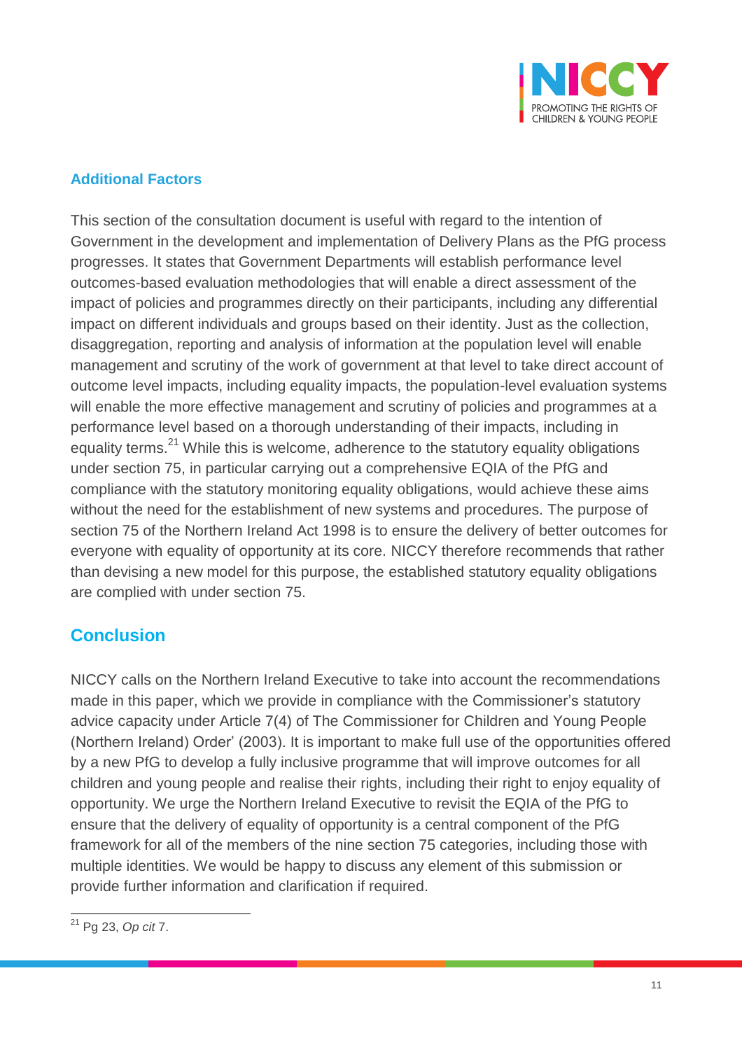### Additional Factors

This section of the consultation document is useful with regard to the intention of Government in the development and implementation of Delivery Plans as the PfG process progresses. It states that Government Departments will establish performance level outcomes-based evaluation methodologies that will enable a direct assessment of the impact of policies and programmes directly on their participants, including any differential impact on different individuals and groups based on their identity. Just as the collection, disaggregation, reporting and analysis of information at the population level will enable management and scrutiny of the work of government at that level to take direct account of outcome level impacts, including equality impacts, the population-level evaluation systems will enable the more effective management and scrutiny of policies and programmes at a performance level based on a thorough understanding of their impacts, including in equality terms.[21] While this is welcome, adherence to the statutory equality obligations under section 75, in particular carrying out a comprehensive EQIA of the PfG and compliance with the statutory monitoring equality obligations, would achieve these aims without the need for the establishment of new systems and procedures. The purpose of section 75 of the Northern Ireland Act 1998 is to ensure the delivery of better outcomes for everyone with equality of opportunity at its core. NICCY therefore recommends that rather than devising a new model for this purpose, the established statutory equality obligations are complied with under section 75.

## Conclusion

NICCY calls on the Northern Ireland Executive to take into account the recommendations made in this paper, which we provide in compliance with the Commissioner's statutory advice capacity under Article 7(4) of The Commissioner for Children and Young People (Northern Ireland) Order' (2003). It is important to make full use of the opportunities offered by a new PfG to develop a fully inclusive programme that will improve outcomes for all children and young people and realise their rights, including their right to enjoy equality of opportunity. We urge the Northern Ireland Executive to revisit the EQIA of the PfG to ensure that the delivery of equality of opportunity is a central component of the PfG framework for all of the members of the nine section 75 categories, including those with multiple identities. We would be happy to discuss any element of this submission or provide further information and clarification if required.

---

[21] Pg 23, *Op cit* 7.